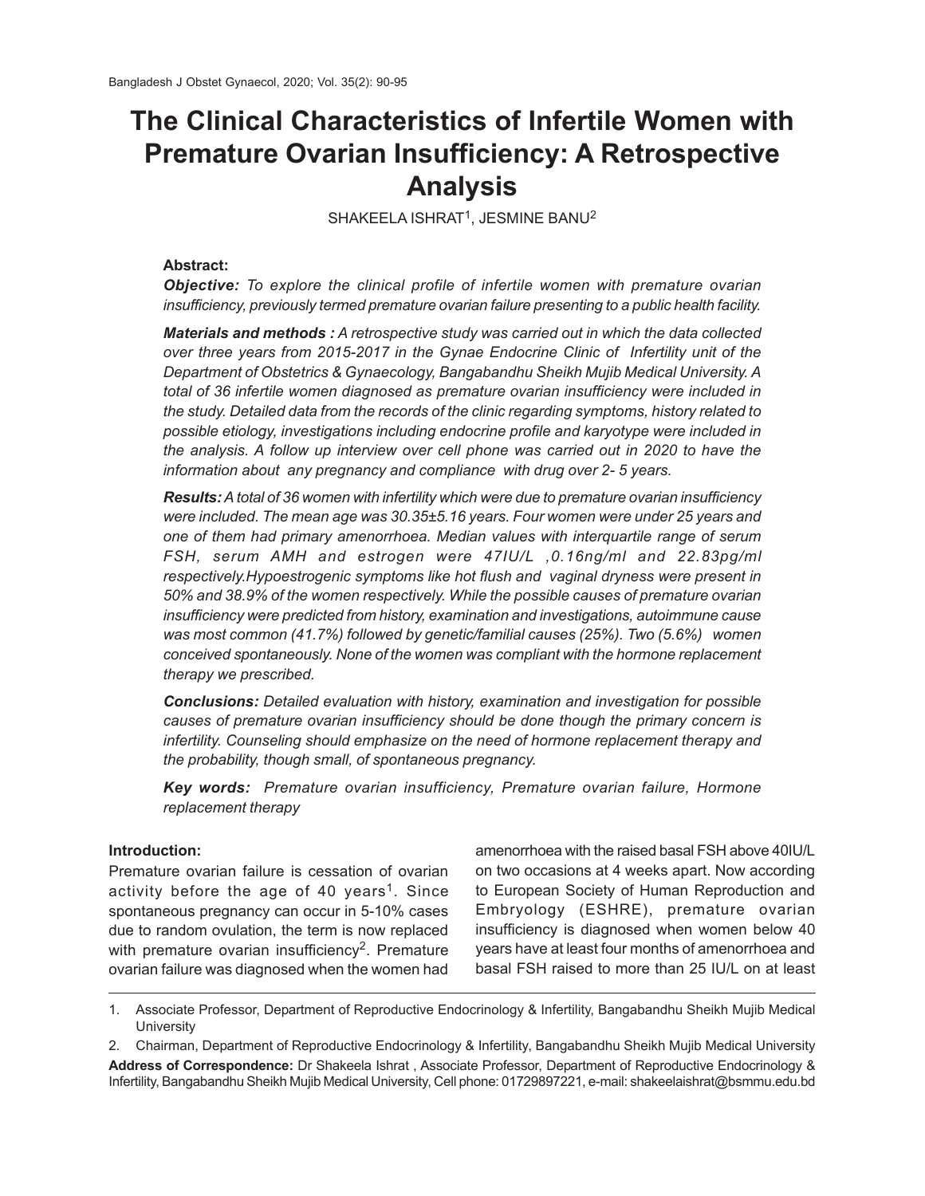# The Clinical Characteristics of Infertile Women with Premature Ovarian Insufficiency: A Retrospective Analysis

SHAKEELA ISHRAT[1], JESMINE BANU[2]

**Abstract:**

***Objective:*** *To explore the clinical profile of infertile women with premature ovarian insufficiency, previously termed premature ovarian failure presenting to a public health facility.*

***Materials and methods :*** *A retrospective study was carried out in which the data collected over three years from 2015-2017 in the Gynae Endocrine Clinic of Infertility unit of the Department of Obstetrics & Gynaecology, Bangabandhu Sheikh Mujib Medical University. A total of 36 infertile women diagnosed as premature ovarian insufficiency were included in the study. Detailed data from the records of the clinic regarding symptoms, history related to possible etiology, investigations including endocrine profile and karyotype were included in the analysis. A follow up interview over cell phone was carried out in 2020 to have the information about any pregnancy and compliance with drug over 2- 5 years.*

***Results:*** *A total of 36 women with infertility which were due to premature ovarian insufficiency were included. The mean age was 30.35±5.16 years. Four women were under 25 years and one of them had primary amenorrhoea. Median values with interquartile range of serum FSH, serum AMH and estrogen were 47IU/L ,0.16ng/ml and 22.83pg/ml respectively.Hypoestrogenic symptoms like hot flush and vaginal dryness were present in 50% and 38.9% of the women respectively. While the possible causes of premature ovarian insufficiency were predicted from history, examination and investigations, autoimmune cause was most common (41.7%) followed by genetic/familial causes (25%). Two (5.6%) women conceived spontaneously. None of the women was compliant with the hormone replacement therapy we prescribed.*

***Conclusions:*** *Detailed evaluation with history, examination and investigation for possible causes of premature ovarian insufficiency should be done though the primary concern is infertility. Counseling should emphasize on the need of hormone replacement therapy and the probability, though small, of spontaneous pregnancy.*

***Key words:*** *Premature ovarian insufficiency, Premature ovarian failure, Hormone replacement therapy*

## Introduction:

Premature ovarian failure is cessation of ovarian activity before the age of 40 years[1]. Since spontaneous pregnancy can occur in 5-10% cases due to random ovulation, the term is now replaced with premature ovarian insufficiency[2]. Premature ovarian failure was diagnosed when the women had amenorrhoea with the raised basal FSH above 40IU/L on two occasions at 4 weeks apart. Now according to European Society of Human Reproduction and Embryology (ESHRE), premature ovarian insufficiency is diagnosed when women below 40 years have at least four months of amenorrhoea and basal FSH raised to more than 25 IU/L on at least

---

1. Associate Professor, Department of Reproductive Endocrinology & Infertility, Bangabandhu Sheikh Mujib Medical University
2. Chairman, Department of Reproductive Endocrinology & Infertility, Bangabandhu Sheikh Mujib Medical University

**Address of Correspondence:** Dr Shakeela Ishrat , Associate Professor, Department of Reproductive Endocrinology & Infertility, Bangabandhu Sheikh Mujib Medical University, Cell phone: 01729897221, e-mail: shakeelaishrat@bsmmu.edu.bd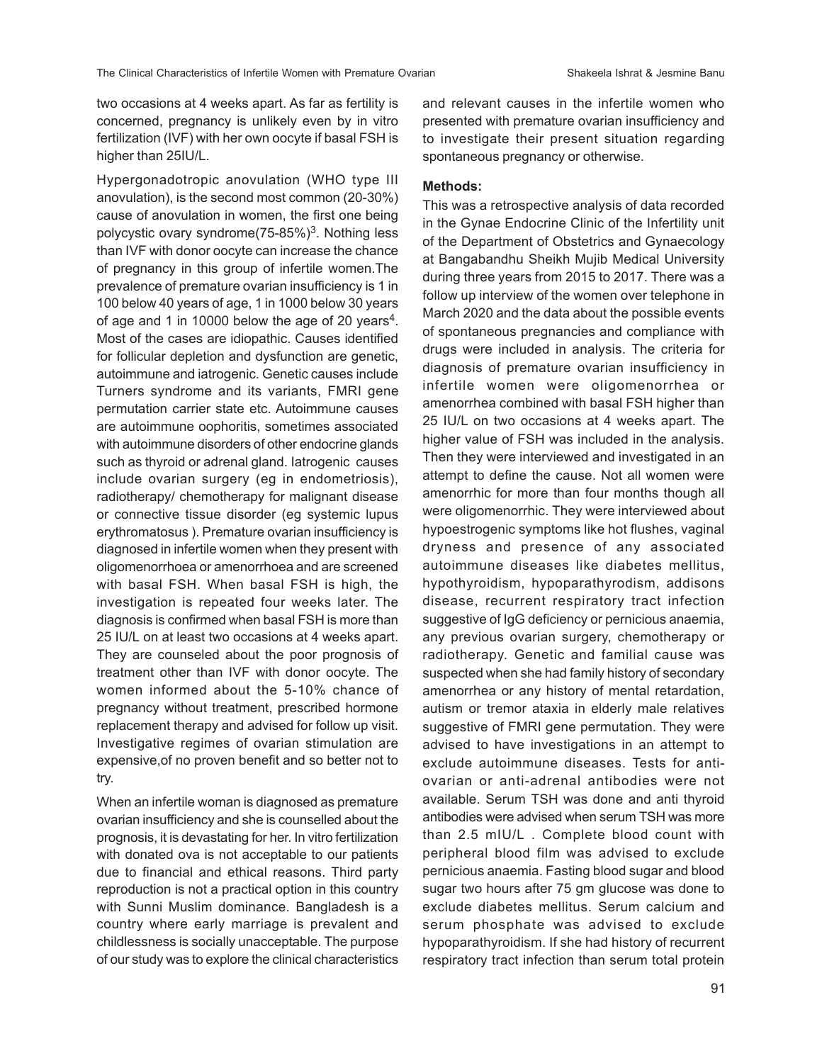two occasions at 4 weeks apart. As far as fertility is concerned, pregnancy is unlikely even by in vitro fertilization (IVF) with her own oocyte if basal FSH is higher than 25IU/L.

Hypergonadotropic anovulation (WHO type III anovulation), is the second most common (20-30%) cause of anovulation in women, the first one being polycystic ovary syndrome(75-85%)[3]. Nothing less than IVF with donor oocyte can increase the chance of pregnancy in this group of infertile women.The prevalence of premature ovarian insufficiency is 1 in 100 below 40 years of age, 1 in 1000 below 30 years of age and 1 in 10000 below the age of 20 years[4]. Most of the cases are idiopathic. Causes identified for follicular depletion and dysfunction are genetic, autoimmune and iatrogenic. Genetic causes include Turners syndrome and its variants, FMRI gene permutation carrier state etc. Autoimmune causes are autoimmune oophoritis, sometimes associated with autoimmune disorders of other endocrine glands such as thyroid or adrenal gland. Iatrogenic causes include ovarian surgery (eg in endometriosis), radiotherapy/ chemotherapy for malignant disease or connective tissue disorder (eg systemic lupus erythromatosus ). Premature ovarian insufficiency is diagnosed in infertile women when they present with oligomenorrhoea or amenorrhoea and are screened with basal FSH. When basal FSH is high, the investigation is repeated four weeks later. The diagnosis is confirmed when basal FSH is more than 25 IU/L on at least two occasions at 4 weeks apart. They are counseled about the poor prognosis of treatment other than IVF with donor oocyte. The women informed about the 5-10% chance of pregnancy without treatment, prescribed hormone replacement therapy and advised for follow up visit. Investigative regimes of ovarian stimulation are expensive,of no proven benefit and so better not to try.

When an infertile woman is diagnosed as premature ovarian insufficiency and she is counselled about the prognosis, it is devastating for her. In vitro fertilization with donated ova is not acceptable to our patients due to financial and ethical reasons. Third party reproduction is not a practical option in this country with Sunni Muslim dominance. Bangladesh is a country where early marriage is prevalent and childlessness is socially unacceptable. The purpose of our study was to explore the clinical characteristics and relevant causes in the infertile women who presented with premature ovarian insufficiency and to investigate their present situation regarding spontaneous pregnancy or otherwise.

**Methods:**

This was a retrospective analysis of data recorded in the Gynae Endocrine Clinic of the Infertility unit of the Department of Obstetrics and Gynaecology at Bangabandhu Sheikh Mujib Medical University during three years from 2015 to 2017. There was a follow up interview of the women over telephone in March 2020 and the data about the possible events of spontaneous pregnancies and compliance with drugs were included in analysis. The criteria for diagnosis of premature ovarian insufficiency in infertile women were oligomenorrhea or amenorrhea combined with basal FSH higher than 25 IU/L on two occasions at 4 weeks apart. The higher value of FSH was included in the analysis. Then they were interviewed and investigated in an attempt to define the cause. Not all women were amenorrhic for more than four months though all were oligomenorrhic. They were interviewed about hypoestrogenic symptoms like hot flushes, vaginal dryness and presence of any associated autoimmune diseases like diabetes mellitus, hypothyroidism, hypoparathyrodism, addisons disease, recurrent respiratory tract infection suggestive of IgG deficiency or pernicious anaemia, any previous ovarian surgery, chemotherapy or radiotherapy. Genetic and familial cause was suspected when she had family history of secondary amenorrhea or any history of mental retardation, autism or tremor ataxia in elderly male relatives suggestive of FMRI gene permutation. They were advised to have investigations in an attempt to exclude autoimmune diseases. Tests for anti-ovarian or anti-adrenal antibodies were not available. Serum TSH was done and anti thyroid antibodies were advised when serum TSH was more than 2.5 mIU/L . Complete blood count with peripheral blood film was advised to exclude pernicious anaemia. Fasting blood sugar and blood sugar two hours after 75 gm glucose was done to exclude diabetes mellitus. Serum calcium and serum phosphate was advised to exclude hypoparathyroidism. If she had history of recurrent respiratory tract infection than serum total protein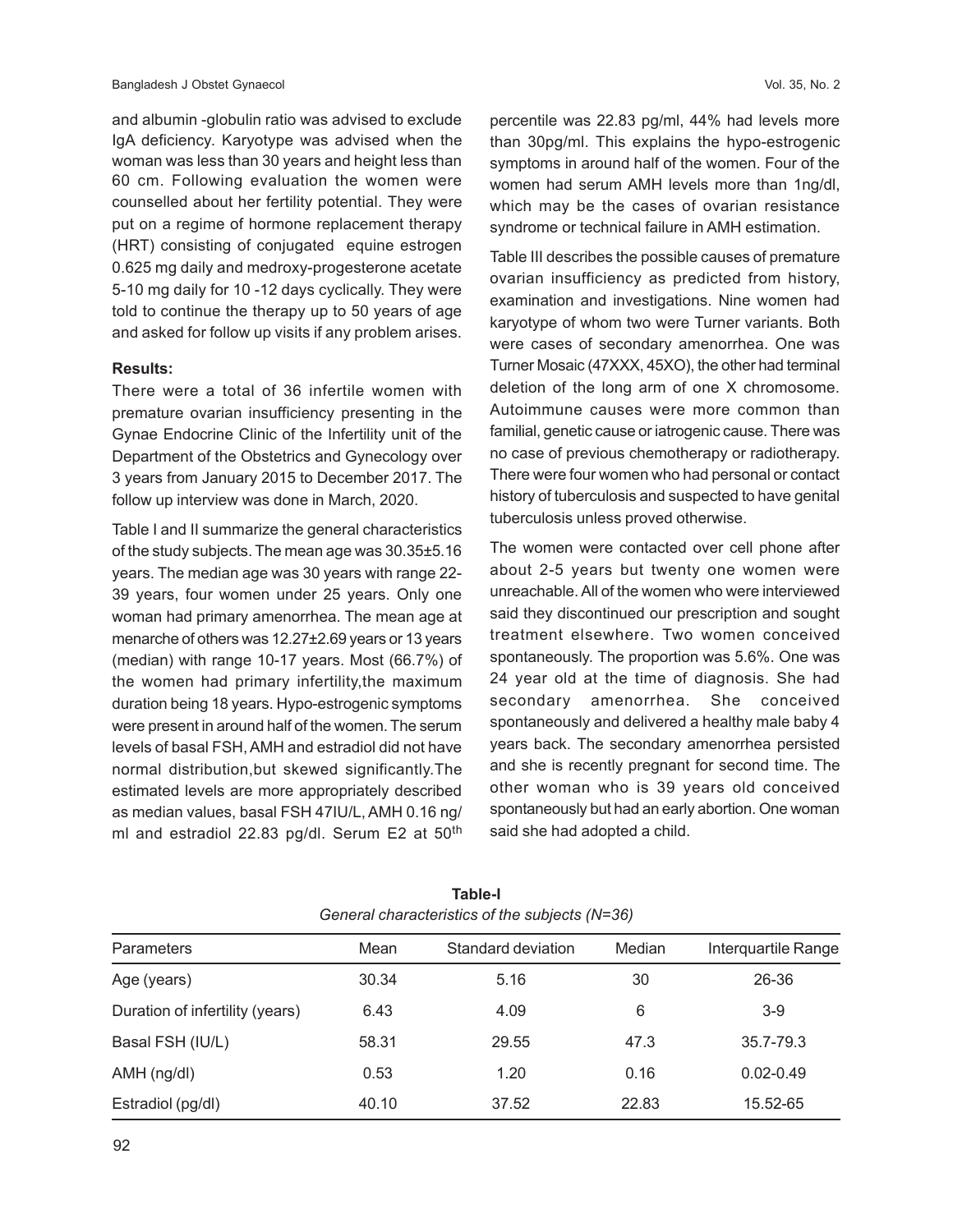and albumin -globulin ratio was advised to exclude IgA deficiency. Karyotype was advised when the woman was less than 30 years and height less than 60 cm. Following evaluation the women were counselled about her fertility potential. They were put on a regime of hormone replacement therapy (HRT) consisting of conjugated equine estrogen 0.625 mg daily and medroxy-progesterone acetate 5-10 mg daily for 10 -12 days cyclically. They were told to continue the therapy up to 50 years of age and asked for follow up visits if any problem arises.

**Results:**

There were a total of 36 infertile women with premature ovarian insufficiency presenting in the Gynae Endocrine Clinic of the Infertility unit of the Department of the Obstetrics and Gynecology over 3 years from January 2015 to December 2017. The follow up interview was done in March, 2020.

Table I and II summarize the general characteristics of the study subjects. The mean age was 30.35±5.16 years. The median age was 30 years with range 22-39 years, four women under 25 years. Only one woman had primary amenorrhea. The mean age at menarche of others was 12.27±2.69 years or 13 years (median) with range 10-17 years. Most (66.7%) of the women had primary infertility,the maximum duration being 18 years. Hypo-estrogenic symptoms were present in around half of the women. The serum levels of basal FSH, AMH and estradiol did not have normal distribution,but skewed significantly.The estimated levels are more appropriately described as median values, basal FSH 47IU/L, AMH 0.16 ng/ml and estradiol 22.83 pg/dl. Serum E2 at 50th percentile was 22.83 pg/ml, 44% had levels more than 30pg/ml. This explains the hypo-estrogenic symptoms in around half of the women. Four of the women had serum AMH levels more than 1ng/dl, which may be the cases of ovarian resistance syndrome or technical failure in AMH estimation.

Table III describes the possible causes of premature ovarian insufficiency as predicted from history, examination and investigations. Nine women had karyotype of whom two were Turner variants. Both were cases of secondary amenorrhea. One was Turner Mosaic (47XXX, 45XO), the other had terminal deletion of the long arm of one X chromosome. Autoimmune causes were more common than familial, genetic cause or iatrogenic cause. There was no case of previous chemotherapy or radiotherapy. There were four women who had personal or contact history of tuberculosis and suspected to have genital tuberculosis unless proved otherwise.

The women were contacted over cell phone after about 2-5 years but twenty one women were unreachable. All of the women who were interviewed said they discontinued our prescription and sought treatment elsewhere. Two women conceived spontaneously. The proportion was 5.6%. One was 24 year old at the time of diagnosis. She had secondary amenorrhea. She conceived spontaneously and delivered a healthy male baby 4 years back. The secondary amenorrhea persisted and she is recently pregnant for second time. The other woman who is 39 years old conceived spontaneously but had an early abortion. One woman said she had adopted a child.

**Table-I**

*General characteristics of the subjects (N=36)*

| Parameters | Mean | Standard deviation | Median | Interquartile Range |
|---|---|---|---|---|
| Age (years) | 30.34 | 5.16 | 30 | 26-36 |
| Duration of infertility (years) | 6.43 | 4.09 | 6 | 3-9 |
| Basal FSH (IU/L) | 58.31 | 29.55 | 47.3 | 35.7-79.3 |
| AMH (ng/dl) | 0.53 | 1.20 | 0.16 | 0.02-0.49 |
| Estradiol (pg/dl) | 40.10 | 37.52 | 22.83 | 15.52-65 |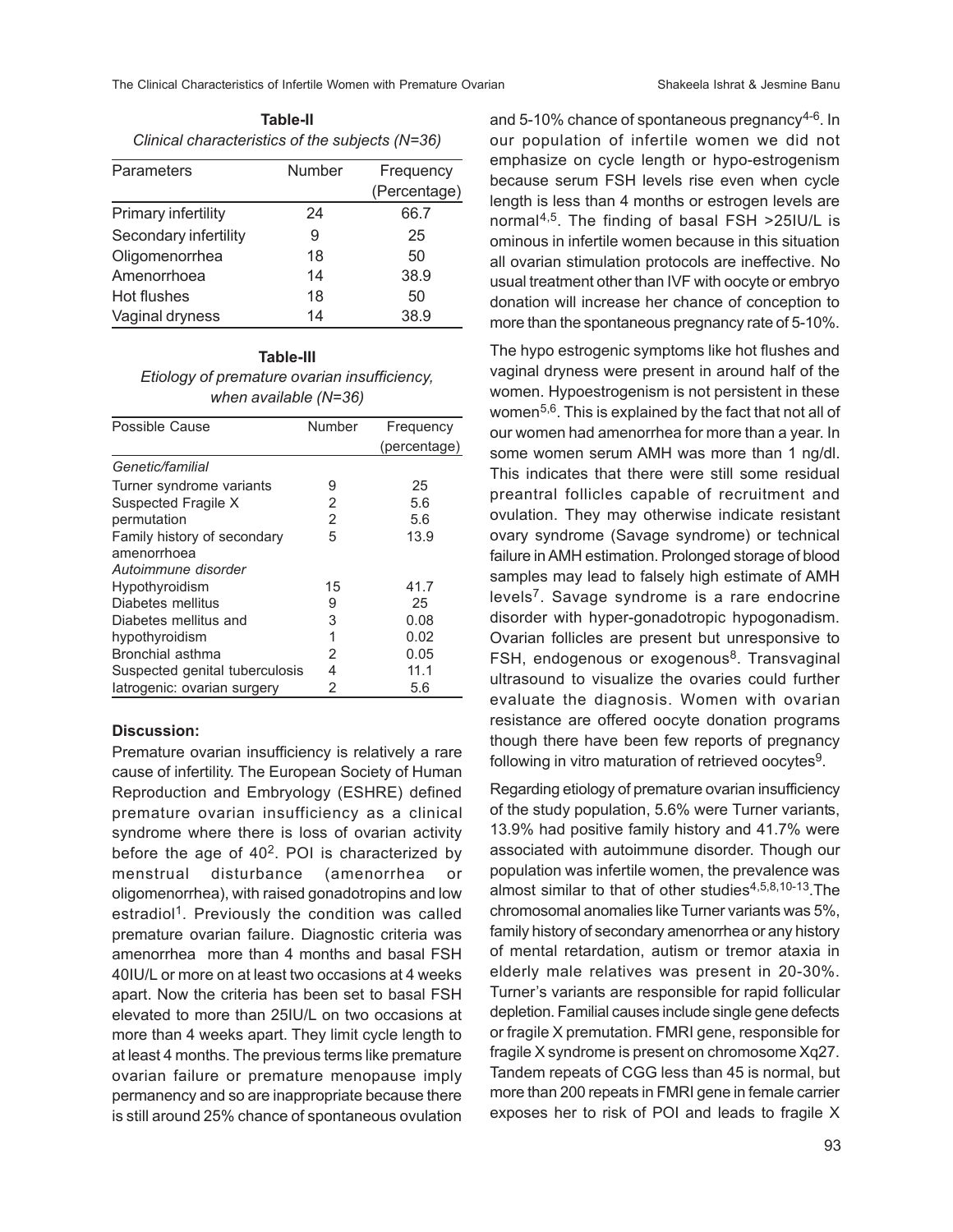**Table-II**

*Clinical characteristics of the subjects (N=36)*

| Parameters | Number | Frequency (Percentage) |
|---|---|---|
| Primary infertility | 24 | 66.7 |
| Secondary infertility | 9 | 25 |
| Oligomenorrhea | 18 | 50 |
| Amenorrhoea | 14 | 38.9 |
| Hot flushes | 18 | 50 |
| Vaginal dryness | 14 | 38.9 |

**Table-III**

*Etiology of premature ovarian insufficiency, when available (N=36)*

| Possible Cause | Number | Frequency (percentage) |
|---|---|---|
| *Genetic/familial* | | |
| Turner syndrome variants | 9 | 25 |
| Suspected Fragile X | 2 | 5.6 |
| permutation | 2 | 5.6 |
| Family history of secondary amenorrhoea | 5 | 13.9 |
| *Autoimmune disorder* | | |
| Hypothyroidism | 15 | 41.7 |
| Diabetes mellitus | 9 | 25 |
| Diabetes mellitus and | 3 | 0.08 |
| hypothyroidism | 1 | 0.02 |
| Bronchial asthma | 2 | 0.05 |
| Suspected genital tuberculosis | 4 | 11.1 |
| Iatrogenic: ovarian surgery | 2 | 5.6 |

**Discussion:**

Premature ovarian insufficiency is relatively a rare cause of infertility. The European Society of Human Reproduction and Embryology (ESHRE) defined premature ovarian insufficiency as a clinical syndrome where there is loss of ovarian activity before the age of 40[2]. POI is characterized by menstrual disturbance (amenorrhea or oligomenorrhea), with raised gonadotropins and low estradiol[1]. Previously the condition was called premature ovarian failure. Diagnostic criteria was amenorrhea more than 4 months and basal FSH 40IU/L or more on at least two occasions at 4 weeks apart. Now the criteria has been set to basal FSH elevated to more than 25IU/L on two occasions at more than 4 weeks apart. They limit cycle length to at least 4 months. The previous terms like premature ovarian failure or premature menopause imply permanency and so are inappropriate because there is still around 25% chance of spontaneous ovulation and 5-10% chance of spontaneous pregnancy[4-6]. In our population of infertile women we did not emphasize on cycle length or hypo-estrogenism because serum FSH levels rise even when cycle length is less than 4 months or estrogen levels are normal[4,5]. The finding of basal FSH >25IU/L is ominous in infertile women because in this situation all ovarian stimulation protocols are ineffective. No usual treatment other than IVF with oocyte or embryo donation will increase her chance of conception to more than the spontaneous pregnancy rate of 5-10%.

The hypo estrogenic symptoms like hot flushes and vaginal dryness were present in around half of the women. Hypoestrogenism is not persistent in these women[5,6]. This is explained by the fact that not all of our women had amenorrhea for more than a year. In some women serum AMH was more than 1 ng/dl. This indicates that there were still some residual preantral follicles capable of recruitment and ovulation. They may otherwise indicate resistant ovary syndrome (Savage syndrome) or technical failure in AMH estimation. Prolonged storage of blood samples may lead to falsely high estimate of AMH levels[7]. Savage syndrome is a rare endocrine disorder with hyper-gonadotropic hypogonadism. Ovarian follicles are present but unresponsive to FSH, endogenous or exogenous[8]. Transvaginal ultrasound to visualize the ovaries could further evaluate the diagnosis. Women with ovarian resistance are offered oocyte donation programs though there have been few reports of pregnancy following in vitro maturation of retrieved oocytes[9].

Regarding etiology of premature ovarian insufficiency of the study population, 5.6% were Turner variants, 13.9% had positive family history and 41.7% were associated with autoimmune disorder. Though our population was infertile women, the prevalence was almost similar to that of other studies[4,5,8,10-13].The chromosomal anomalies like Turner variants was 5%, family history of secondary amenorrhea or any history of mental retardation, autism or tremor ataxia in elderly male relatives was present in 20-30%. Turner's variants are responsible for rapid follicular depletion. Familial causes include single gene defects or fragile X premutation. FMRI gene, responsible for fragile X syndrome is present on chromosome Xq27. Tandem repeats of CGG less than 45 is normal, but more than 200 repeats in FMRI gene in female carrier exposes her to risk of POI and leads to fragile X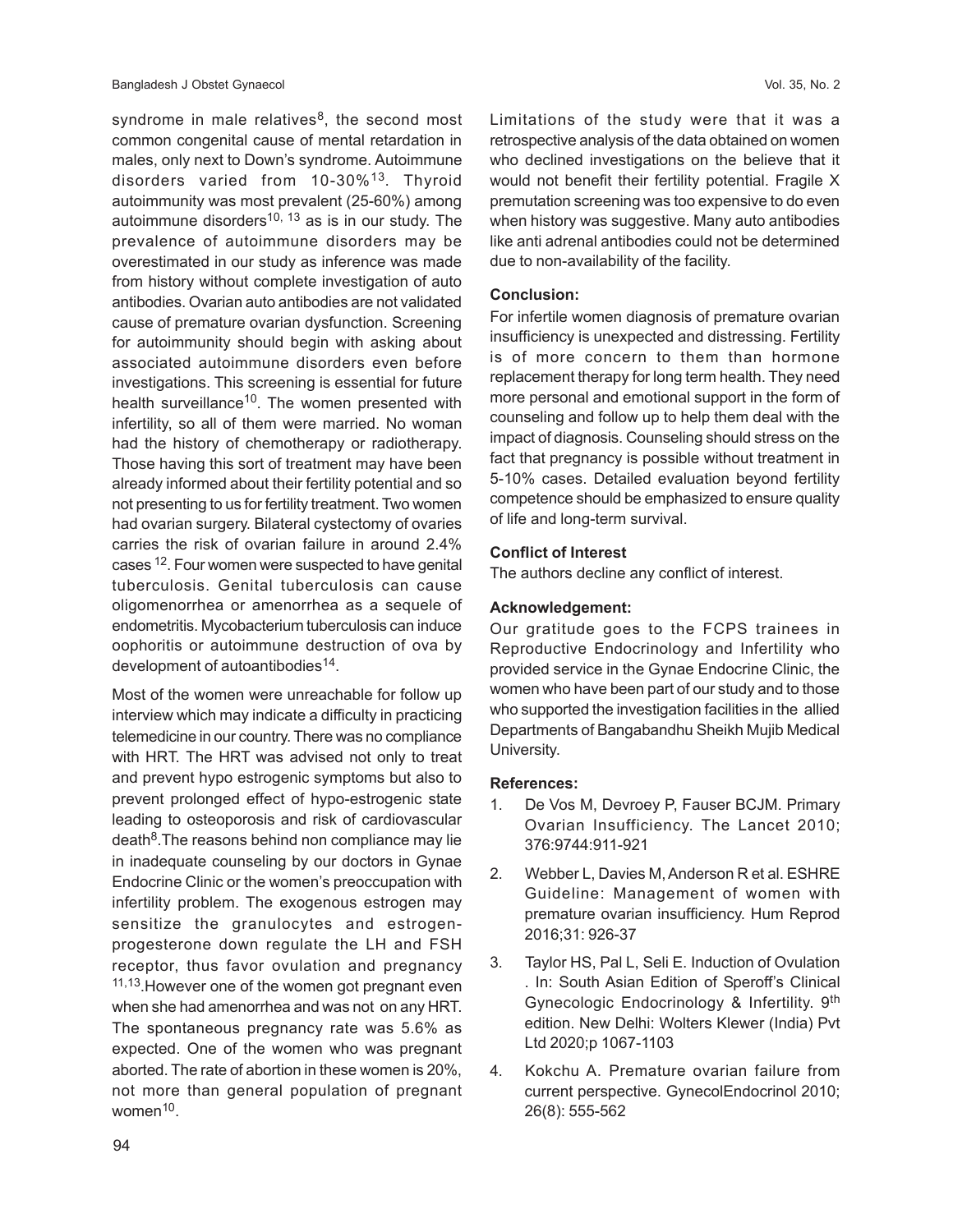syndrome in male relatives[8], the second most common congenital cause of mental retardation in males, only next to Down's syndrome. Autoimmune disorders varied from 10-30%[13]. Thyroid autoimmunity was most prevalent (25-60%) among autoimmune disorders[10, 13] as is in our study. The prevalence of autoimmune disorders may be overestimated in our study as inference was made from history without complete investigation of auto antibodies. Ovarian auto antibodies are not validated cause of premature ovarian dysfunction. Screening for autoimmunity should begin with asking about associated autoimmune disorders even before investigations. This screening is essential for future health surveillance[10]. The women presented with infertility, so all of them were married. No woman had the history of chemotherapy or radiotherapy. Those having this sort of treatment may have been already informed about their fertility potential and so not presenting to us for fertility treatment. Two women had ovarian surgery. Bilateral cystectomy of ovaries carries the risk of ovarian failure in around 2.4% cases [12]. Four women were suspected to have genital tuberculosis. Genital tuberculosis can cause oligomenorrhea or amenorrhea as a sequele of endometritis. Mycobacterium tuberculosis can induce oophoritis or autoimmune destruction of ova by development of autoantibodies[14].

Most of the women were unreachable for follow up interview which may indicate a difficulty in practicing telemedicine in our country. There was no compliance with HRT. The HRT was advised not only to treat and prevent hypo estrogenic symptoms but also to prevent prolonged effect of hypo-estrogenic state leading to osteoporosis and risk of cardiovascular death[8]. The reasons behind non compliance may lie in inadequate counseling by our doctors in Gynae Endocrine Clinic or the women's preoccupation with infertility problem. The exogenous estrogen may sensitize the granulocytes and estrogen-progesterone down regulate the LH and FSH receptor, thus favor ovulation and pregnancy [11,13]. However one of the women got pregnant even when she had amenorrhea and was not on any HRT. The spontaneous pregnancy rate was 5.6% as expected. One of the women who was pregnant aborted. The rate of abortion in these women is 20%, not more than general population of pregnant women[10].

Limitations of the study were that it was a retrospective analysis of the data obtained on women who declined investigations on the believe that it would not benefit their fertility potential. Fragile X premutation screening was too expensive to do even when history was suggestive. Many auto antibodies like anti adrenal antibodies could not be determined due to non-availability of the facility.

### Conclusion:

For infertile women diagnosis of premature ovarian insufficiency is unexpected and distressing. Fertility is of more concern to them than hormone replacement therapy for long term health. They need more personal and emotional support in the form of counseling and follow up to help them deal with the impact of diagnosis. Counseling should stress on the fact that pregnancy is possible without treatment in 5-10% cases. Detailed evaluation beyond fertility competence should be emphasized to ensure quality of life and long-term survival.

### Conflict of Interest

The authors decline any conflict of interest.

### Acknowledgement:

Our gratitude goes to the FCPS trainees in Reproductive Endocrinology and Infertility who provided service in the Gynae Endocrine Clinic, the women who have been part of our study and to those who supported the investigation facilities in the allied Departments of Bangabandhu Sheikh Mujib Medical University.

### References:

1. De Vos M, Devroey P, Fauser BCJM. Primary Ovarian Insufficiency. The Lancet 2010; 376:9744:911-921
2. Webber L, Davies M, Anderson R et al. ESHRE Guideline: Management of women with premature ovarian insufficiency. Hum Reprod 2016;31: 926-37
3. Taylor HS, Pal L, Seli E. Induction of Ovulation . In: South Asian Edition of Speroff's Clinical Gynecologic Endocrinology & Infertility. 9th edition. New Delhi: Wolters Klewer (India) Pvt Ltd 2020;p 1067-1103
4. Kokchu A. Premature ovarian failure from current perspective. GynecolEndocrinol 2010; 26(8): 555-562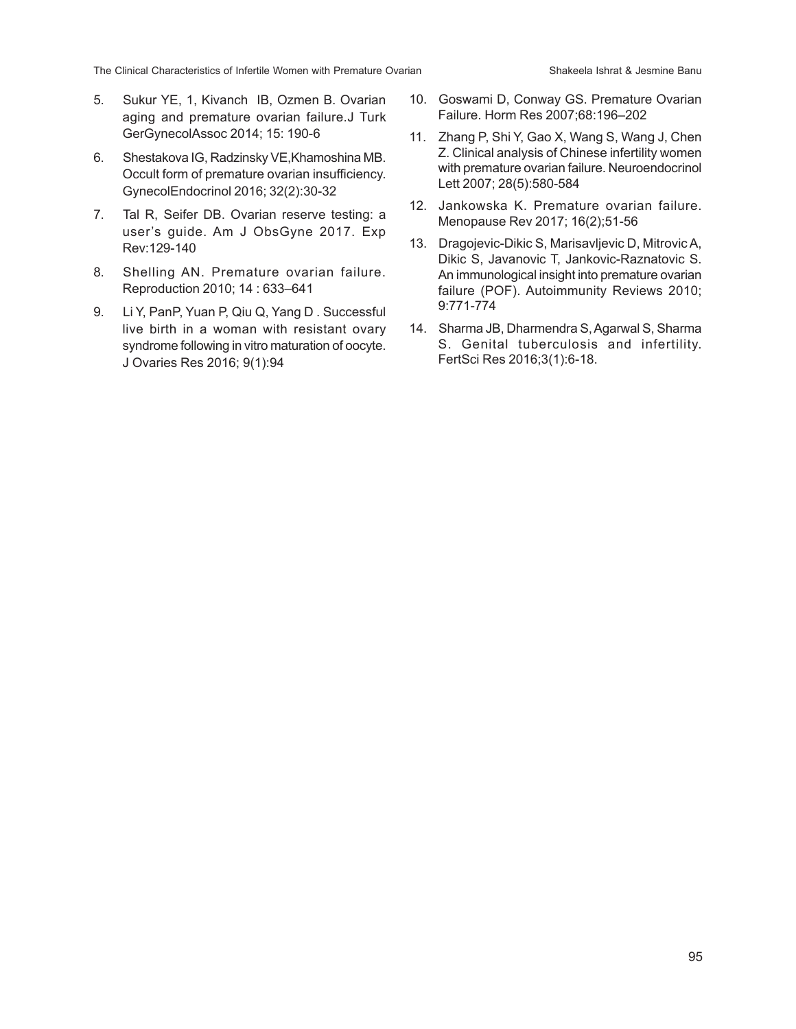5. Sukur YE, 1, Kivanch IB, Ozmen B. Ovarian aging and premature ovarian failure.J Turk GerGynecolAssoc 2014; 15: 190-6

6. Shestakova IG, Radzinsky VE,Khamoshina MB. Occult form of premature ovarian insufficiency. GynecolEndocrinol 2016; 32(2):30-32

7. Tal R, Seifer DB. Ovarian reserve testing: a user's guide. Am J ObsGyne 2017. Exp Rev:129-140

8. Shelling AN. Premature ovarian failure. Reproduction 2010; 14 : 633–641

9. Li Y, PanP, Yuan P, Qiu Q, Yang D . Successful live birth in a woman with resistant ovary syndrome following in vitro maturation of oocyte. J Ovaries Res 2016; 9(1):94

10. Goswami D, Conway GS. Premature Ovarian Failure. Horm Res 2007;68:196–202

11. Zhang P, Shi Y, Gao X, Wang S, Wang J, Chen Z. Clinical analysis of Chinese infertility women with premature ovarian failure. Neuroendocrinol Lett 2007; 28(5):580-584

12. Jankowska K. Premature ovarian failure. Menopause Rev 2017; 16(2);51-56

13. Dragojevic-Dikic S, Marisavljevic D, Mitrovic A, Dikic S, Javanovic T, Jankovic-Raznatovic S. An immunological insight into premature ovarian failure (POF). Autoimmunity Reviews 2010; 9:771-774

14. Sharma JB, Dharmendra S, Agarwal S, Sharma S. Genital tuberculosis and infertility. FertSci Res 2016;3(1):6-18.